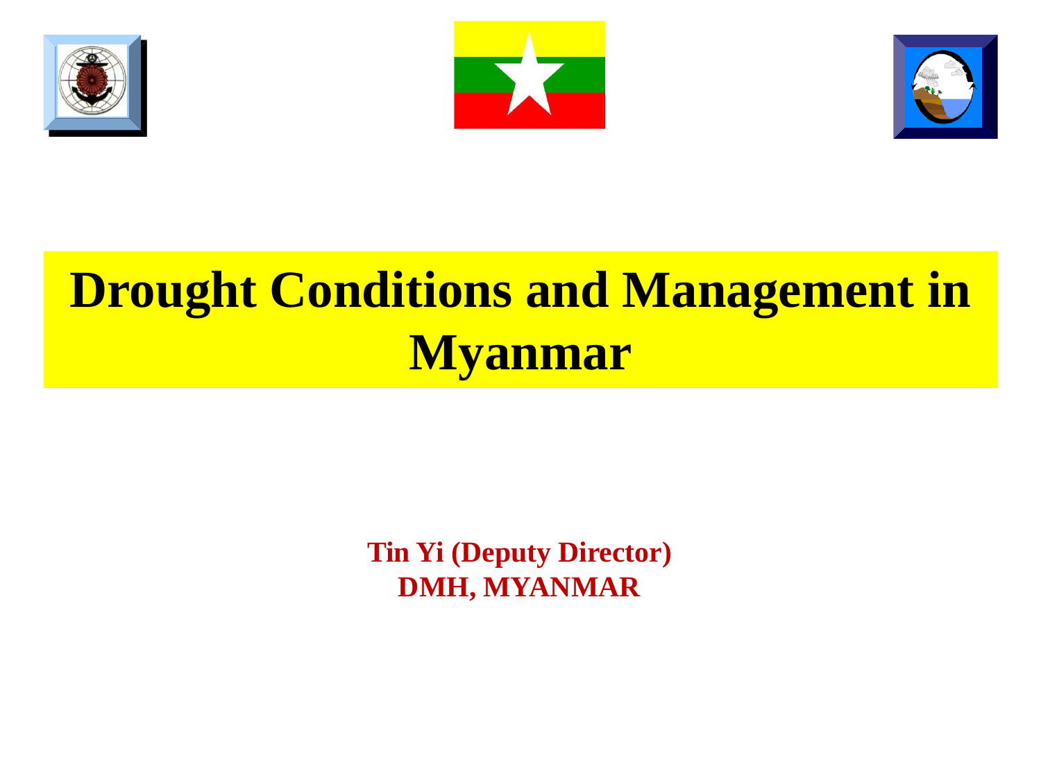# Drought Conditions and Management in Myanmar

**Tin Yi (Deputy Director)**
**DMH, MYANMAR**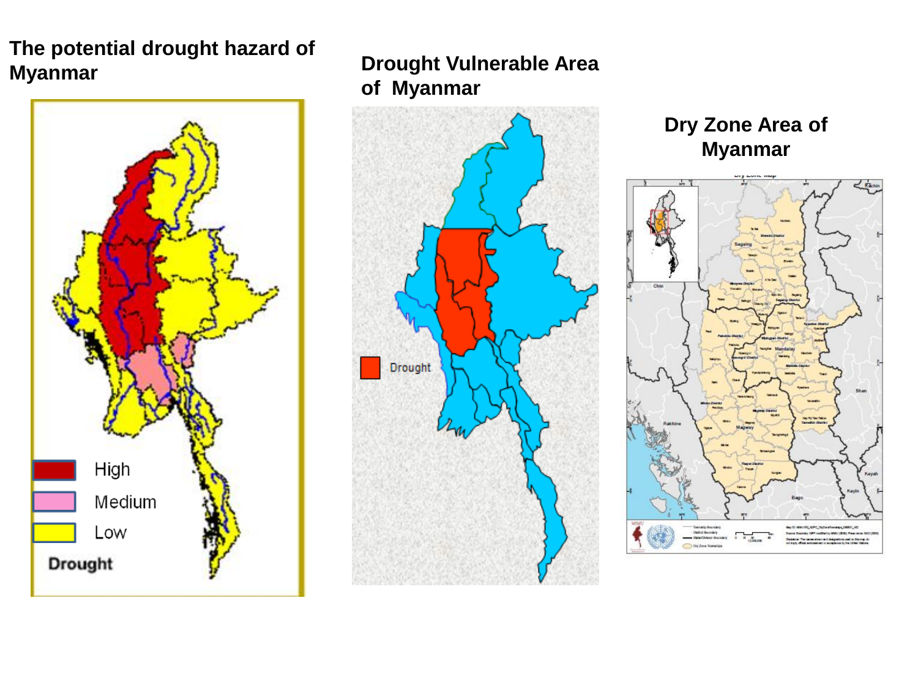**The potential drought hazard of Myanmar**

High

Medium

Low

Drought

**Drought Vulnerable Area of Myanmar**

Drought

**Dry Zone Area of Myanmar**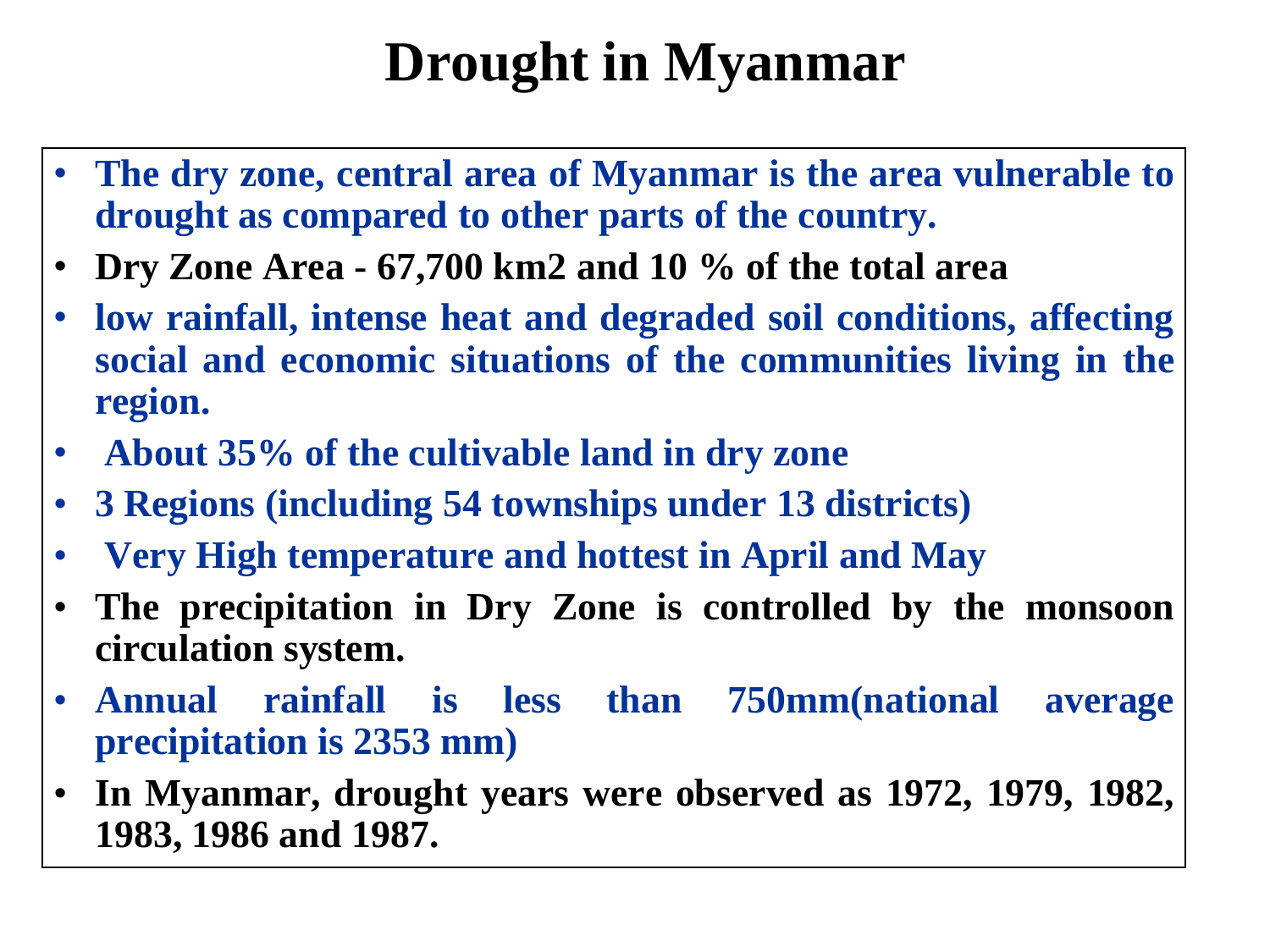# Drought in Myanmar

- **The dry zone, central area of Myanmar is the area vulnerable to drought as compared to other parts of the country.**
- **Dry Zone Area - 67,700 km2 and 10 % of the total area**
- **low rainfall, intense heat and degraded soil conditions, affecting social and economic situations of the communities living in the region.**
- **About 35% of the cultivable land in dry zone**
- **3 Regions (including 54 townships under 13 districts)**
- **Very High temperature and hottest in April and May**
- **The precipitation in Dry Zone is controlled by the monsoon circulation system.**
- **Annual rainfall is less than 750mm(national average precipitation is 2353 mm)**
- **In Myanmar, drought years were observed as 1972, 1979, 1982, 1983, 1986 and 1987.**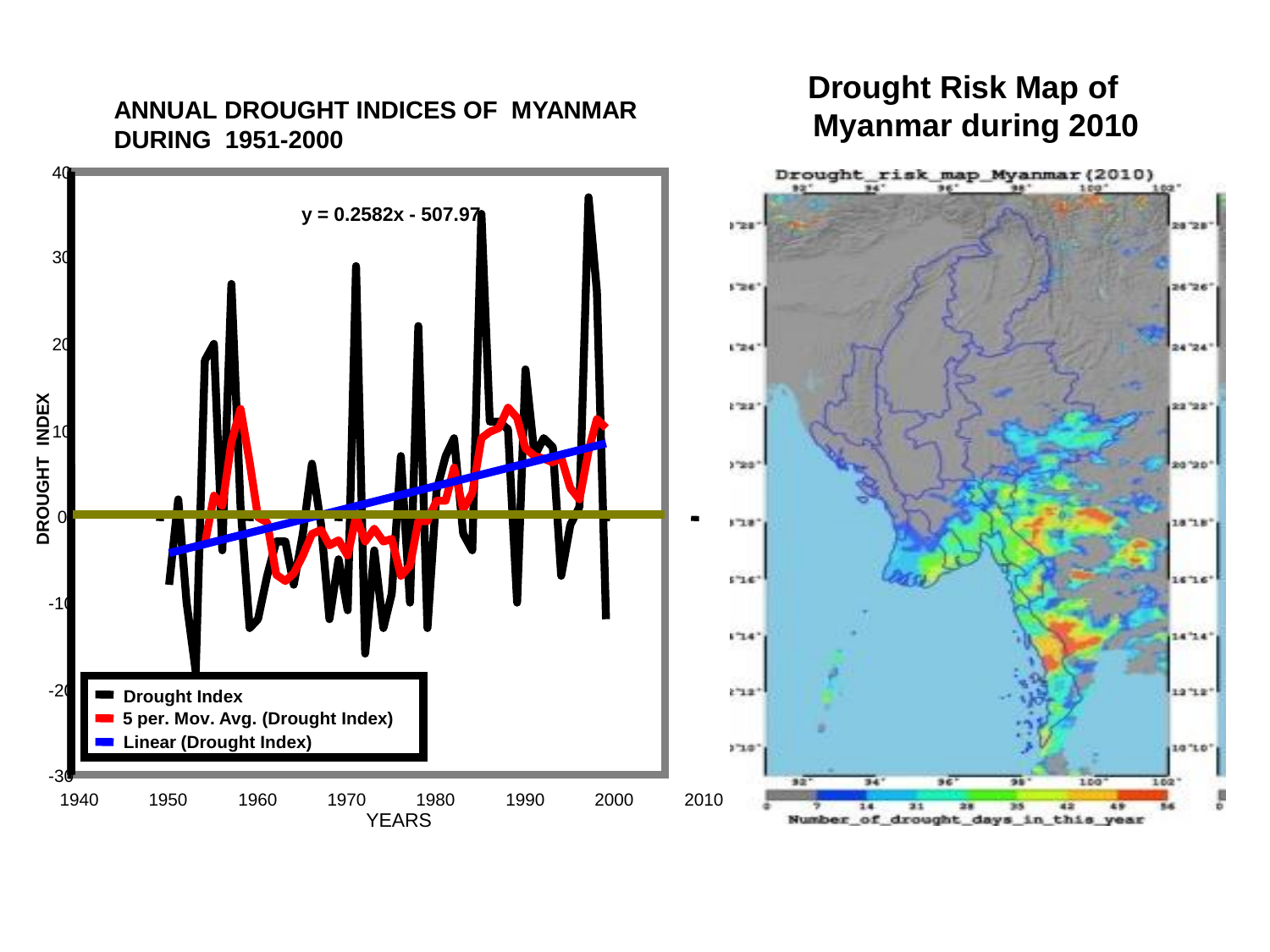## ANNUAL DROUGHT INDICES OF MYANMAR DURING 1951-2000

y = 0.2582x - 507.97

DROUGHT INDEX

40
30
20
10
0
-10
-20
-30

1940 1950 1960 1970 1980 1990 2000 2010

YEARS

Drought Index
5 per. Mov. Avg. (Drought Index)
Linear (Drought Index)

## Drought Risk Map of Myanmar during 2010

Drought_risk_map_Myanmar(2010)

Number_of_drought_days_in_this_year

0 7 14 21 28 35 42 49 56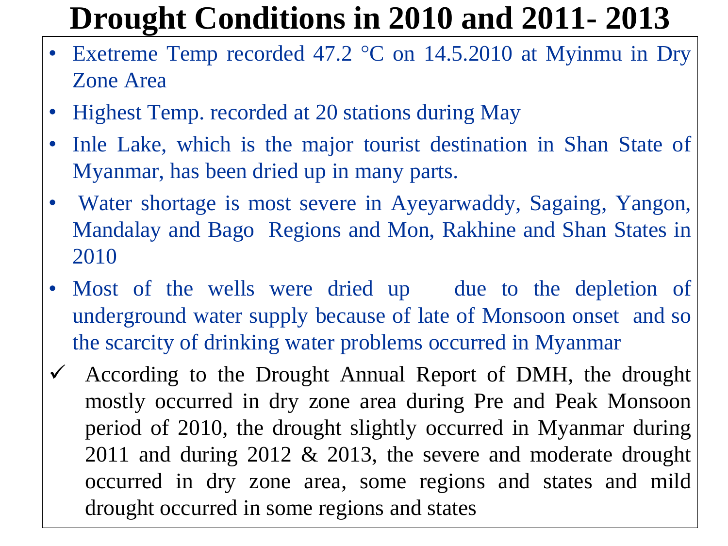# Drought Conditions in 2010 and 2011- 2013

- Exetreme Temp recorded 47.2 °C on 14.5.2010 at Myinmu in Dry Zone Area
- Highest Temp. recorded at 20 stations during May
- Inle Lake, which is the major tourist destination in Shan State of Myanmar, has been dried up in many parts.
- Water shortage is most severe in Ayeyarwaddy, Sagaing, Yangon, Mandalay and Bago Regions and Mon, Rakhine and Shan States in 2010
- Most of the wells were dried up due to the depletion of underground water supply because of late of Monsoon onset and so the scarcity of drinking water problems occurred in Myanmar

✓ According to the Drought Annual Report of DMH, the drought mostly occurred in dry zone area during Pre and Peak Monsoon period of 2010, the drought slightly occurred in Myanmar during 2011 and during 2012 & 2013, the severe and moderate drought occurred in dry zone area, some regions and states and mild drought occurred in some regions and states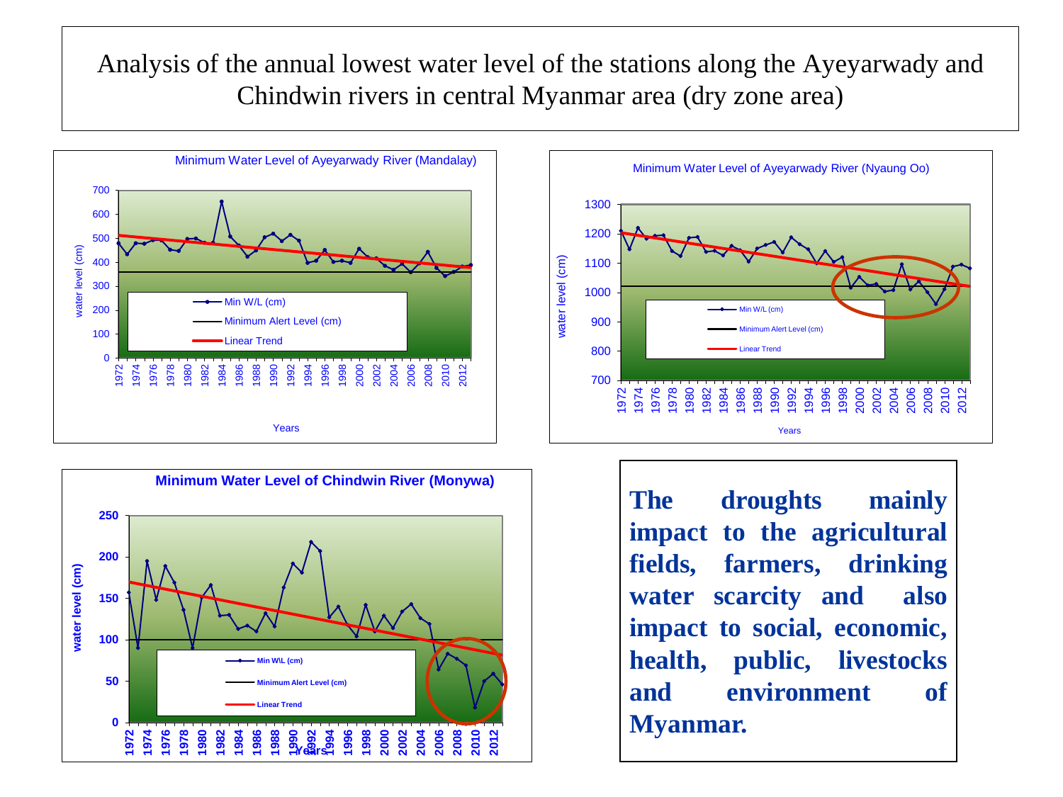# Analysis of the annual lowest water level of the stations along the Ayeyarwady and Chindwin rivers in central Myanmar area (dry zone area)

Minimum Water Level of Ayeyarwady River (Mandalay)

water level (cm)

0
100
200
300
400
500
600
700

Min W/L (cm)
Minimum Alert Level (cm)
Linear Trend

1972 1974 1976 1978 1980 1982 1984 1986 1988 1990 1992 1994 1996 1998 2000 2002 2004 2006 2008 2010 2012

Years

Minimum Water Level of Ayeyarwady River (Nyaung Oo)

water level (cm)

700
800
900
1000
1100
1200
1300

Min W/L (cm)
Minimum Alert Level (cm)
Linear Trend

1972 1974 1976 1978 1980 1982 1984 1986 1988 1990 1992 1994 1996 1998 2000 2002 2004 2006 2008 2010 2012

Years

**Minimum Water Level of Chindwin River (Monywa)**

**water level (cm)**

**0**
**50**
**100**
**150**
**200**
**250**

**Min W/L (cm)**
**Minimum Alert Level (cm)**
**Linear Trend**

**1972 1974 1976 1978 1980 1982 1984 1986 1988 1990 1992 1994 1996 1998 2000 2002 2004 2006 2008 2010 2012**

**Years**

**The droughts mainly impact to the agricultural fields, farmers, drinking water scarcity and also impact to social, economic, health, public, livestocks and environment of Myanmar.**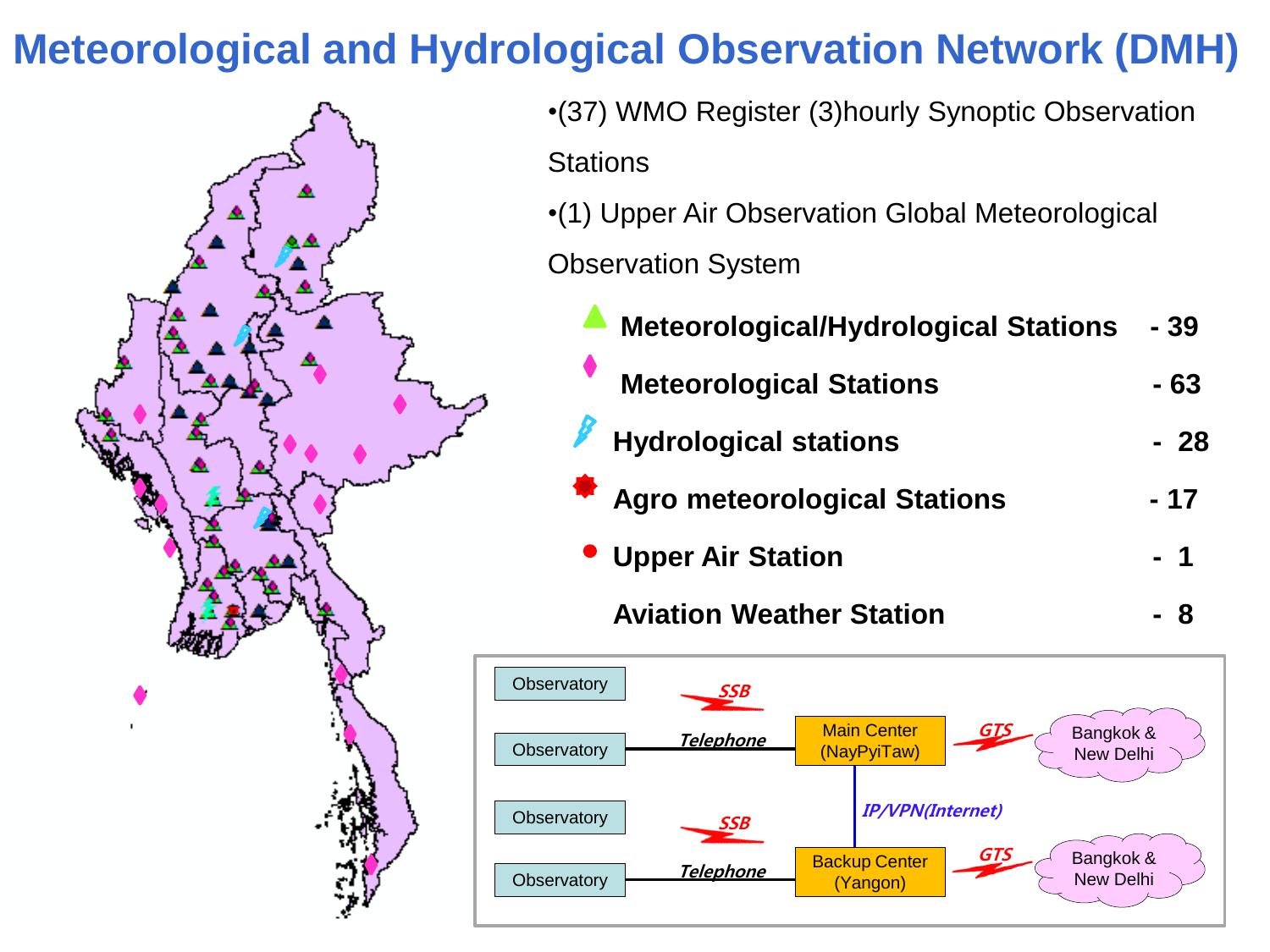# Meteorological and Hydrological Observation Network (DMH)

- (37) WMO Register (3)hourly Synoptic Observation Stations
- (1) Upper Air Observation Global Meteorological Observation System

| | | |
|---|---|---|
| ▲ | **Meteorological/Hydrological Stations** | **- 39** |
| ♦ | **Meteorological Stations** | **- 63** |
| | **Hydrological stations** | **- 28** |
| | **Agro meteorological Stations** | **- 17** |
| ● | **Upper Air Station** | **- 1** |
| | **Aviation Weather Station** | **- 8** |

Observatory

SSB

Observatory

Telephone

Main Center (NayPyiTaw)

GTS

Bangkok & New Delhi

Observatory

SSB

IP/VPN(Internet)

Observatory

Telephone

Backup Center (Yangon)

GTS

Bangkok & New Delhi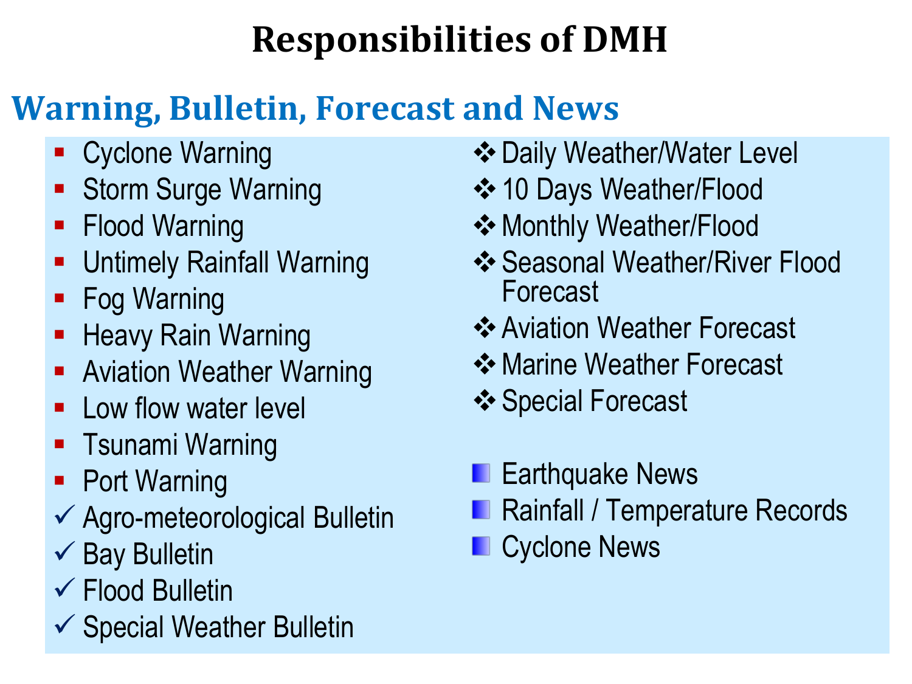# Responsibilities of DMH

## Warning, Bulletin, Forecast and News

- Cyclone Warning
- Storm Surge Warning
- Flood Warning
- Untimely Rainfall Warning
- Fog Warning
- Heavy Rain Warning
- Aviation Weather Warning
- Low flow water level
- Tsunami Warning
- Port Warning

- ✓ Agro-meteorological Bulletin
- ✓ Bay Bulletin
- ✓ Flood Bulletin
- ✓ Special Weather Bulletin

- ❖ Daily Weather/Water Level
- ❖ 10 Days Weather/Flood
- ❖ Monthly Weather/Flood
- ❖ Seasonal Weather/River Flood Forecast
- ❖ Aviation Weather Forecast
- ❖ Marine Weather Forecast
- ❖ Special Forecast

- Earthquake News
- Rainfall / Temperature Records
- Cyclone News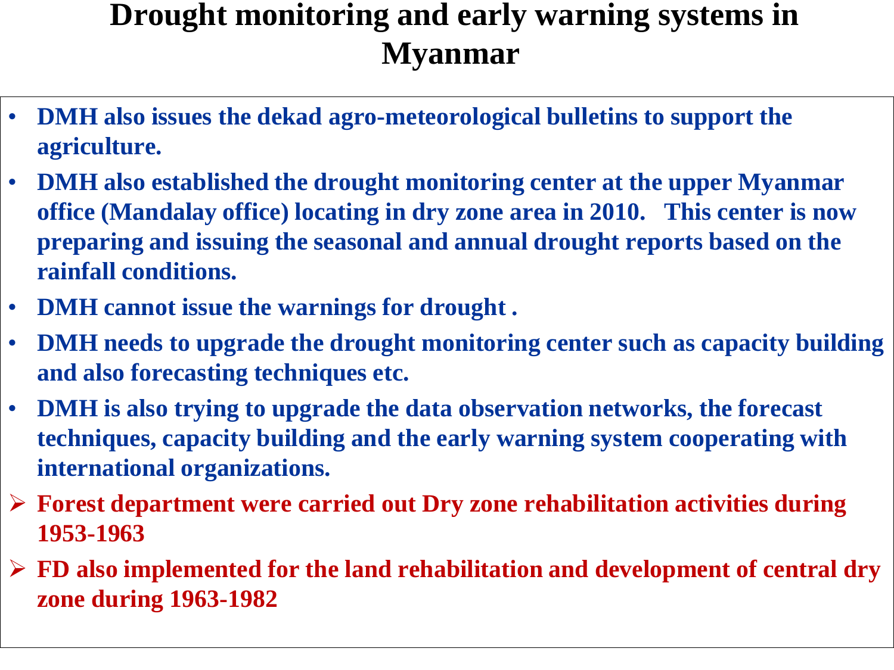# Drought monitoring and early warning systems in Myanmar

- **DMH also issues the dekad agro-meteorological bulletins to support the agriculture.**
- **DMH also established the drought monitoring center at the upper Myanmar office (Mandalay office) locating in dry zone area in 2010. This center is now preparing and issuing the seasonal and annual drought reports based on the rainfall conditions.**
- **DMH cannot issue the warnings for drought .**
- **DMH needs to upgrade the drought monitoring center such as capacity building and also forecasting techniques etc.**
- **DMH is also trying to upgrade the data observation networks, the forecast techniques, capacity building and the early warning system cooperating with international organizations.**

- **Forest department were carried out Dry zone rehabilitation activities during 1953-1963**
- **FD also implemented for the land rehabilitation and development of central dry zone during 1963-1982**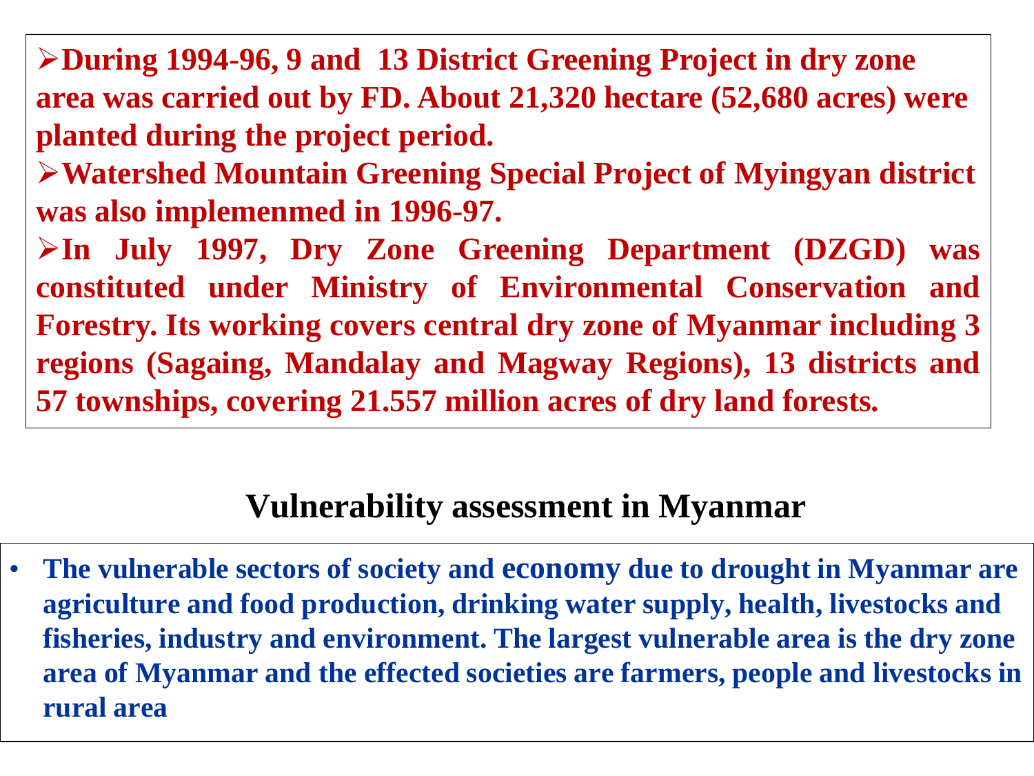- **During 1994-96, 9 and 13 District Greening Project in dry zone area was carried out by FD. About 21,320 hectare (52,680 acres) were planted during the project period.**
- **Watershed Mountain Greening Special Project of Myingyan district was also implemenmed in 1996-97.**
- **In July 1997, Dry Zone Greening Department (DZGD) was constituted under Ministry of Environmental Conservation and Forestry. Its working covers central dry zone of Myanmar including 3 regions (Sagaing, Mandalay and Magway Regions), 13 districts and 57 townships, covering 21.557 million acres of dry land forests.**

## Vulnerability assessment in Myanmar

- **The vulnerable sectors of society and economy due to drought in Myanmar are agriculture and food production, drinking water supply, health, livestocks and fisheries, industry and environment. The largest vulnerable area is the dry zone area of Myanmar and the effected societies are farmers, people and livestocks in rural area**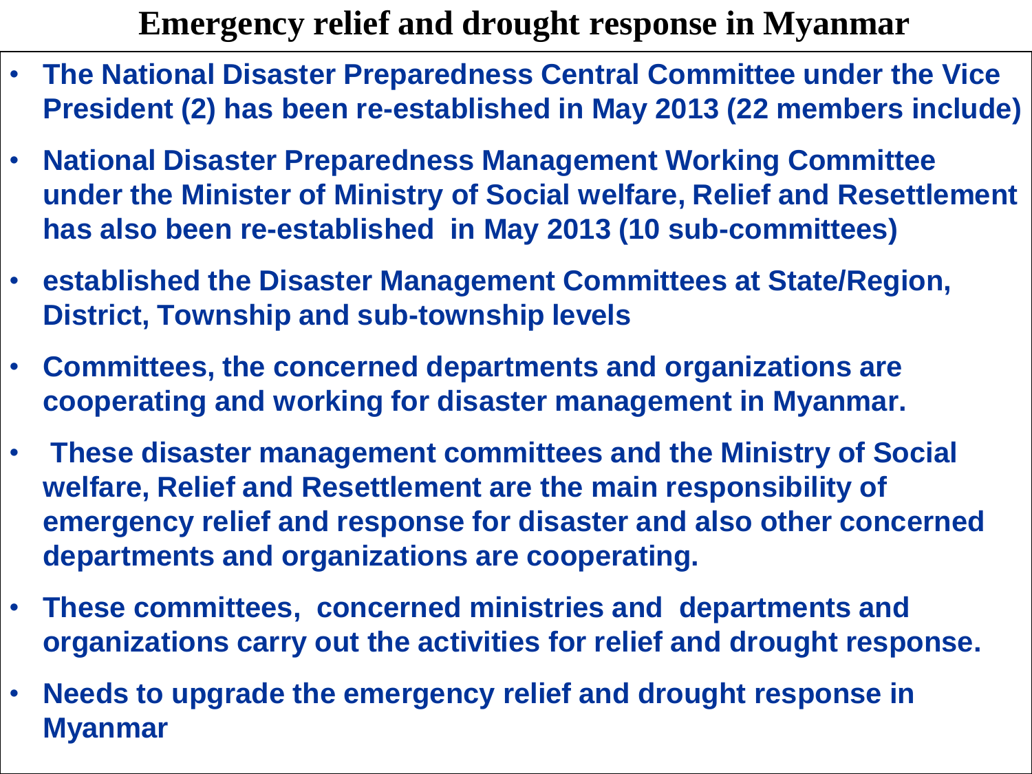# Emergency relief and drought response in Myanmar

- **The National Disaster Preparedness Central Committee under the Vice President (2) has been re-established in May 2013 (22 members include)**
- **National Disaster Preparedness Management Working Committee under the Minister of Ministry of Social welfare, Relief and Resettlement has also been re-established in May 2013 (10 sub-committees)**
- **established the Disaster Management Committees at State/Region, District, Township and sub-township levels**
- **Committees, the concerned departments and organizations are cooperating and working for disaster management in Myanmar.**
- **These disaster management committees and the Ministry of Social welfare, Relief and Resettlement are the main responsibility of emergency relief and response for disaster and also other concerned departments and organizations are cooperating.**
- **These committees, concerned ministries and departments and organizations carry out the activities for relief and drought response.**
- **Needs to upgrade the emergency relief and drought response in Myanmar**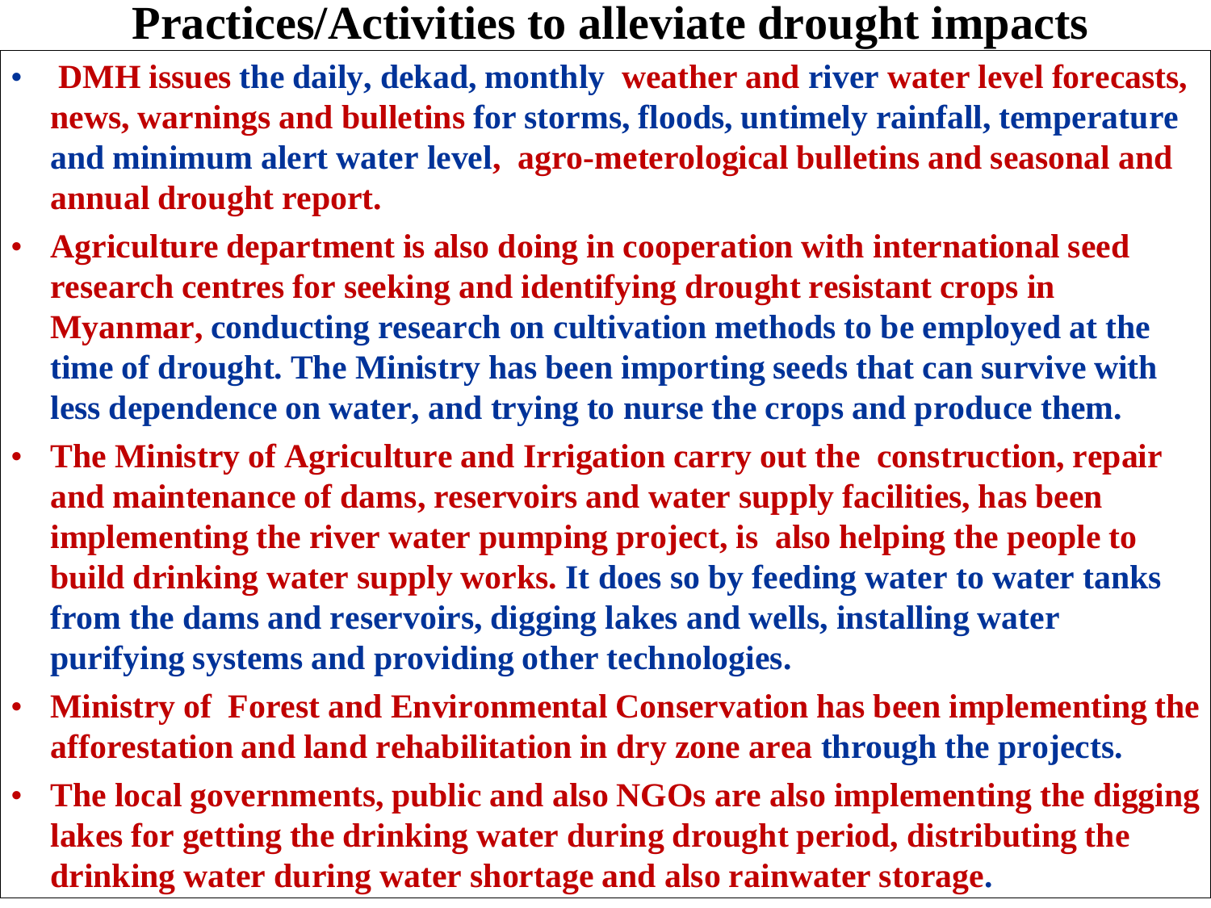# Practices/Activities to alleviate drought impacts

- **DMH issues the daily, dekad, monthly weather and river water level forecasts, news, warnings and bulletins for storms, floods, untimely rainfall, temperature and minimum alert water level, agro-meterological bulletins and seasonal and annual drought report.**
- **Agriculture department is also doing in cooperation with international seed research centres for seeking and identifying drought resistant crops in Myanmar, conducting research on cultivation methods to be employed at the time of drought. The Ministry has been importing seeds that can survive with less dependence on water, and trying to nurse the crops and produce them.**
- **The Ministry of Agriculture and Irrigation carry out the construction, repair and maintenance of dams, reservoirs and water supply facilities, has been implementing the river water pumping project, is also helping the people to build drinking water supply works. It does so by feeding water to water tanks from the dams and reservoirs, digging lakes and wells, installing water purifying systems and providing other technologies.**
- **Ministry of Forest and Environmental Conservation has been implementing the afforestation and land rehabilitation in dry zone area through the projects.**
- **The local governments, public and also NGOs are also implementing the digging lakes for getting the drinking water during drought period, distributing the drinking water during water shortage and also rainwater storage.**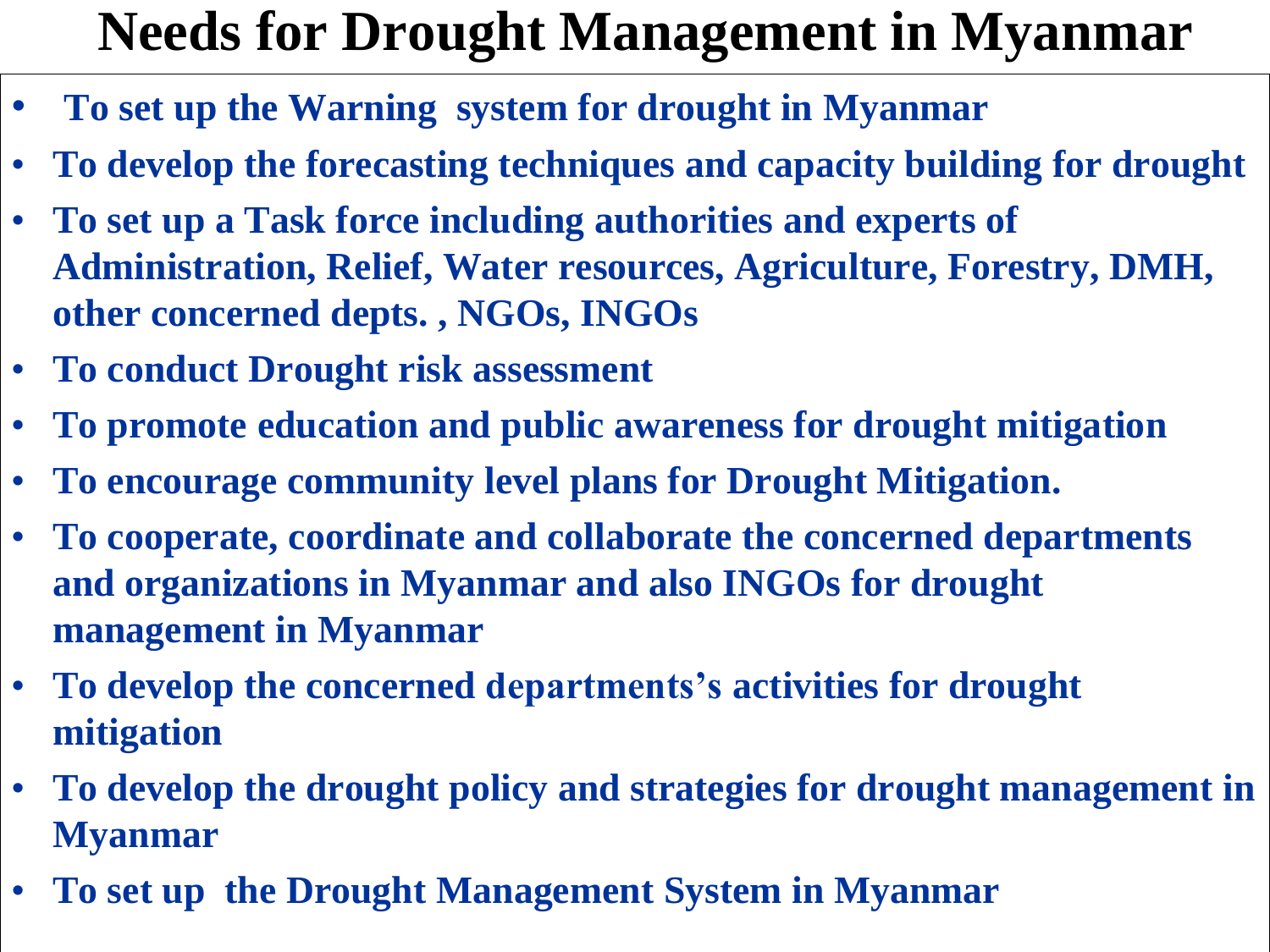# Needs for Drought Management in Myanmar

- **To set up the Warning system for drought in Myanmar**
- **To develop the forecasting techniques and capacity building for drought**
- **To set up a Task force including authorities and experts of Administration, Relief, Water resources, Agriculture, Forestry, DMH, other concerned depts. , NGOs, INGOs**
- **To conduct Drought risk assessment**
- **To promote education and public awareness for drought mitigation**
- **To encourage community level plans for Drought Mitigation.**
- **To cooperate, coordinate and collaborate the concerned departments and organizations in Myanmar and also INGOs for drought management in Myanmar**
- **To develop the concerned departments's activities for drought mitigation**
- **To develop the drought policy and strategies for drought management in Myanmar**
- **To set up the Drought Management System in Myanmar**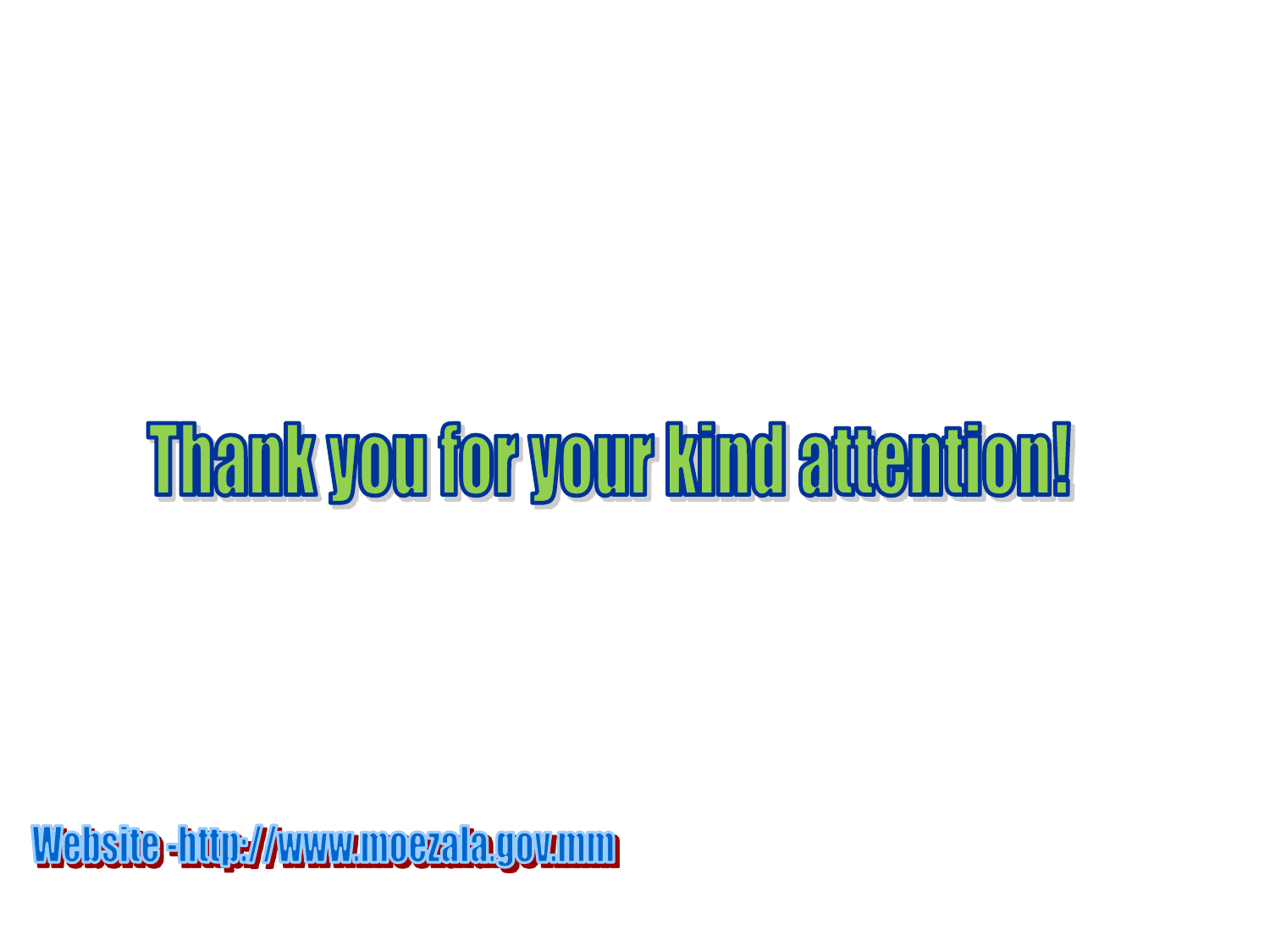# Thank you for your kind attention!

Website -http://www.moezala.gov.mm